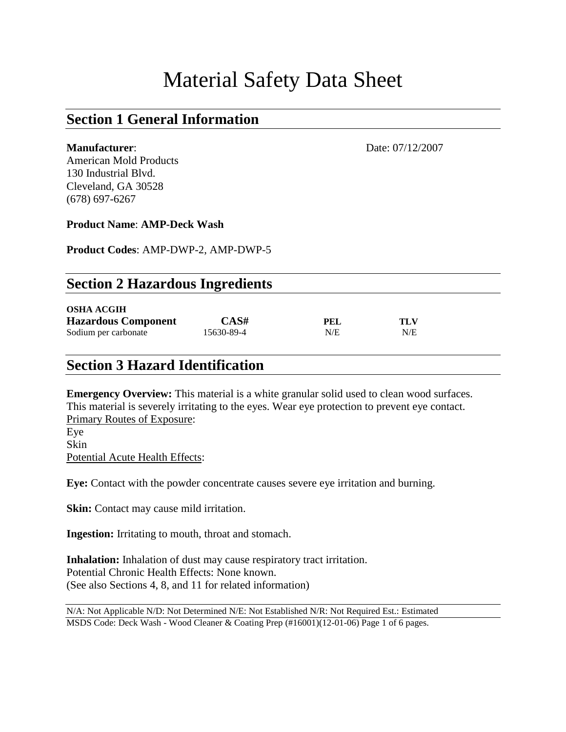# Material Safety Data Sheet

## Section 1 General Information

**Manufacturer**:
American Mold Products
130 Industrial Blvd.
Cleveland, GA 30528
(678) 697-6267

Date: 07/12/2007

**Product Name**: **AMP-Deck Wash**

**Product Codes**: AMP-DWP-2, AMP-DWP-5

## Section 2 Hazardous Ingredients

| OSHA ACGIH<br>Hazardous Component | CAS# | PEL | TLV |
|---|---|---|---|
| Sodium per carbonate | 15630-89-4 | N/E | N/E |

## Section 3 Hazard Identification

**Emergency Overview:** This material is a white granular solid used to clean wood surfaces. This material is severely irritating to the eyes. Wear eye protection to prevent eye contact.

Primary Routes of Exposure:
Eye
Skin

Potential Acute Health Effects:

**Eye:** Contact with the powder concentrate causes severe eye irritation and burning.

**Skin:** Contact may cause mild irritation.

**Ingestion:** Irritating to mouth, throat and stomach.

**Inhalation:** Inhalation of dust may cause respiratory tract irritation.
Potential Chronic Health Effects: None known.
(See also Sections 4, 8, and 11 for related information)

N/A: Not Applicable N/D: Not Determined N/E: Not Established N/R: Not Required Est.: Estimated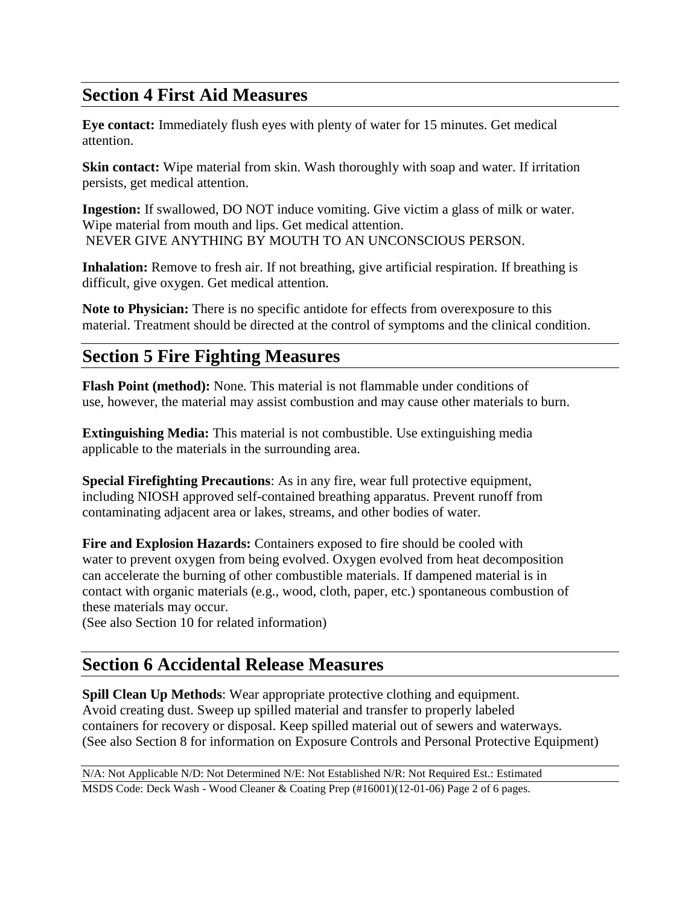## Section 4 First Aid Measures

**Eye contact:** Immediately flush eyes with plenty of water for 15 minutes. Get medical attention.

**Skin contact:** Wipe material from skin. Wash thoroughly with soap and water. If irritation persists, get medical attention.

**Ingestion:** If swallowed, DO NOT induce vomiting. Give victim a glass of milk or water. Wipe material from mouth and lips. Get medical attention.
NEVER GIVE ANYTHING BY MOUTH TO AN UNCONSCIOUS PERSON.

**Inhalation:** Remove to fresh air. If not breathing, give artificial respiration. If breathing is difficult, give oxygen. Get medical attention.

**Note to Physician:** There is no specific antidote for effects from overexposure to this material. Treatment should be directed at the control of symptoms and the clinical condition.

## Section 5 Fire Fighting Measures

**Flash Point (method):** None. This material is not flammable under conditions of use, however, the material may assist combustion and may cause other materials to burn.

**Extinguishing Media:** This material is not combustible. Use extinguishing media applicable to the materials in the surrounding area.

**Special Firefighting Precautions**: As in any fire, wear full protective equipment, including NIOSH approved self-contained breathing apparatus. Prevent runoff from contaminating adjacent area or lakes, streams, and other bodies of water.

**Fire and Explosion Hazards:** Containers exposed to fire should be cooled with water to prevent oxygen from being evolved. Oxygen evolved from heat decomposition can accelerate the burning of other combustible materials. If dampened material is in contact with organic materials (e.g., wood, cloth, paper, etc.) spontaneous combustion of these materials may occur.
(See also Section 10 for related information)

## Section 6 Accidental Release Measures

**Spill Clean Up Methods**: Wear appropriate protective clothing and equipment. Avoid creating dust. Sweep up spilled material and transfer to properly labeled containers for recovery or disposal. Keep spilled material out of sewers and waterways.
(See also Section 8 for information on Exposure Controls and Personal Protective Equipment)

N/A: Not Applicable N/D: Not Determined N/E: Not Established N/R: Not Required Est.: Estimated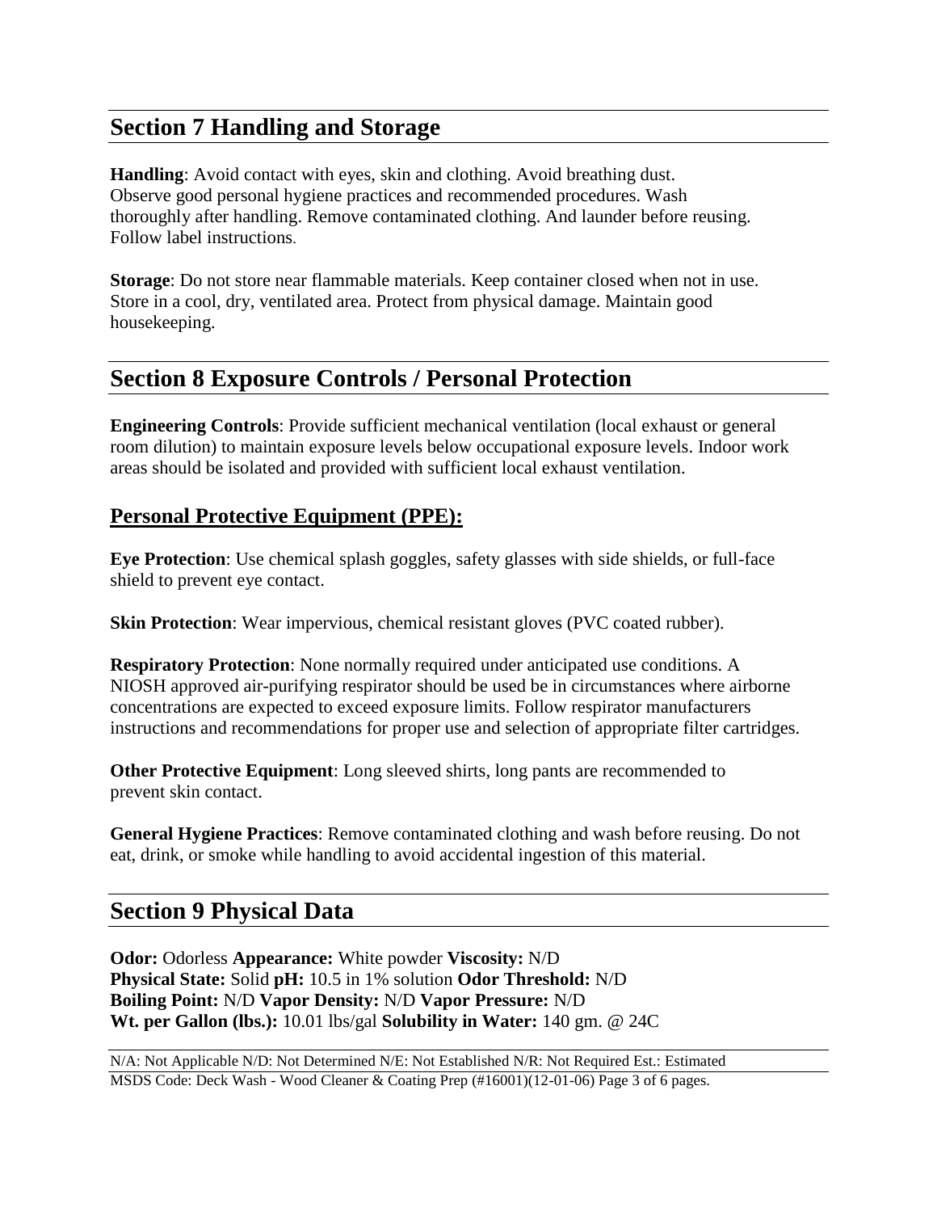## Section 7 Handling and Storage

**Handling**: Avoid contact with eyes, skin and clothing. Avoid breathing dust. Observe good personal hygiene practices and recommended procedures. Wash thoroughly after handling. Remove contaminated clothing. And launder before reusing. Follow label instructions.

**Storage**: Do not store near flammable materials. Keep container closed when not in use. Store in a cool, dry, ventilated area. Protect from physical damage. Maintain good housekeeping.

## Section 8 Exposure Controls / Personal Protection

**Engineering Controls**: Provide sufficient mechanical ventilation (local exhaust or general room dilution) to maintain exposure levels below occupational exposure levels. Indoor work areas should be isolated and provided with sufficient local exhaust ventilation.

### Personal Protective Equipment (PPE):

**Eye Protection**: Use chemical splash goggles, safety glasses with side shields, or full-face shield to prevent eye contact.

**Skin Protection**: Wear impervious, chemical resistant gloves (PVC coated rubber).

**Respiratory Protection**: None normally required under anticipated use conditions. A NIOSH approved air-purifying respirator should be used be in circumstances where airborne concentrations are expected to exceed exposure limits. Follow respirator manufacturers instructions and recommendations for proper use and selection of appropriate filter cartridges.

**Other Protective Equipment**: Long sleeved shirts, long pants are recommended to prevent skin contact.

**General Hygiene Practices**: Remove contaminated clothing and wash before reusing. Do not eat, drink, or smoke while handling to avoid accidental ingestion of this material.

## Section 9 Physical Data

**Odor:** Odorless **Appearance:** White powder **Viscosity:** N/D
**Physical State:** Solid **pH:** 10.5 in 1% solution **Odor Threshold:** N/D
**Boiling Point:** N/D **Vapor Density:** N/D **Vapor Pressure:** N/D
**Wt. per Gallon (lbs.):** 10.01 lbs/gal **Solubility in Water:** 140 gm. @ 24C

N/A: Not Applicable N/D: Not Determined N/E: Not Established N/R: Not Required Est.: Estimated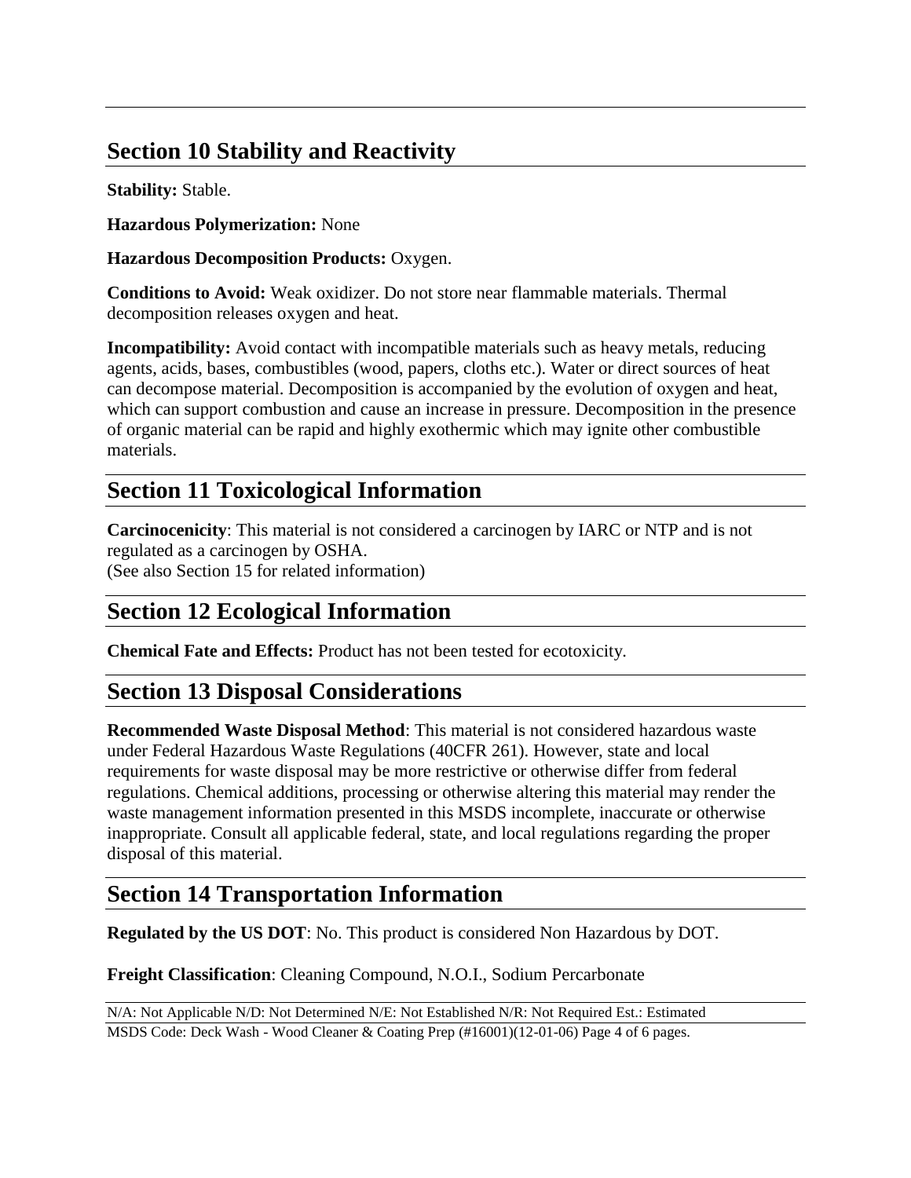## Section 10 Stability and Reactivity

**Stability:** Stable.

**Hazardous Polymerization:** None

**Hazardous Decomposition Products:** Oxygen.

**Conditions to Avoid:** Weak oxidizer. Do not store near flammable materials. Thermal decomposition releases oxygen and heat.

**Incompatibility:** Avoid contact with incompatible materials such as heavy metals, reducing agents, acids, bases, combustibles (wood, papers, cloths etc.). Water or direct sources of heat can decompose material. Decomposition is accompanied by the evolution of oxygen and heat, which can support combustion and cause an increase in pressure. Decomposition in the presence of organic material can be rapid and highly exothermic which may ignite other combustible materials.

## Section 11 Toxicological Information

**Carcinocenicity**: This material is not considered a carcinogen by IARC or NTP and is not regulated as a carcinogen by OSHA.
(See also Section 15 for related information)

## Section 12 Ecological Information

**Chemical Fate and Effects:** Product has not been tested for ecotoxicity.

## Section 13 Disposal Considerations

**Recommended Waste Disposal Method**: This material is not considered hazardous waste under Federal Hazardous Waste Regulations (40CFR 261). However, state and local requirements for waste disposal may be more restrictive or otherwise differ from federal regulations. Chemical additions, processing or otherwise altering this material may render the waste management information presented in this MSDS incomplete, inaccurate or otherwise inappropriate. Consult all applicable federal, state, and local regulations regarding the proper disposal of this material.

## Section 14 Transportation Information

**Regulated by the US DOT**: No. This product is considered Non Hazardous by DOT.

**Freight Classification**: Cleaning Compound, N.O.I., Sodium Percarbonate

N/A: Not Applicable N/D: Not Determined N/E: Not Established N/R: Not Required Est.: Estimated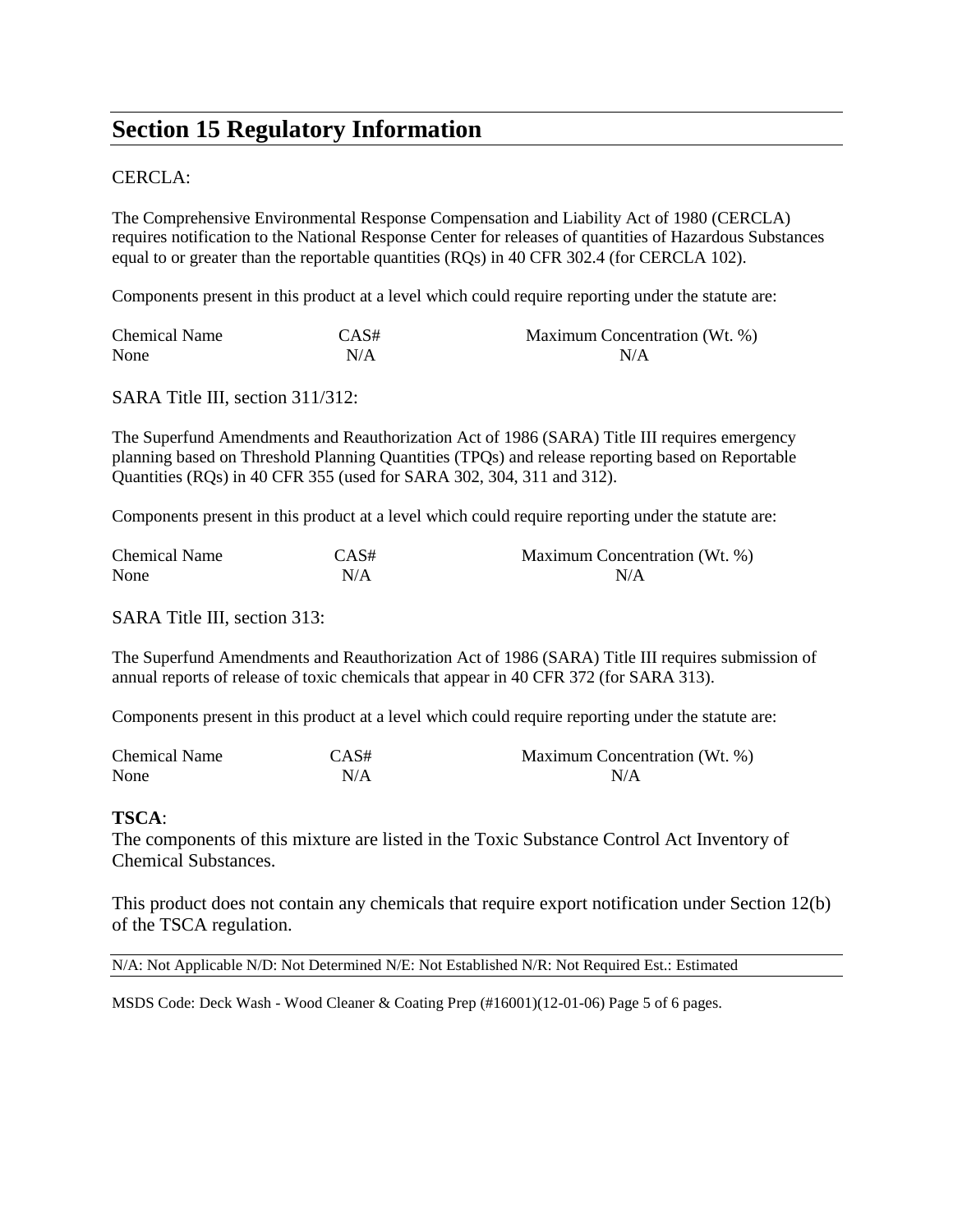## Section 15 Regulatory Information

CERCLA:

The Comprehensive Environmental Response Compensation and Liability Act of 1980 (CERCLA) requires notification to the National Response Center for releases of quantities of Hazardous Substances equal to or greater than the reportable quantities (RQs) in 40 CFR 302.4 (for CERCLA 102).

Components present in this product at a level which could require reporting under the statute are:

| Chemical Name | CAS# | Maximum Concentration (Wt. %) |
|---|---|---|
| None | N/A | N/A |

SARA Title III, section 311/312:

The Superfund Amendments and Reauthorization Act of 1986 (SARA) Title III requires emergency planning based on Threshold Planning Quantities (TPQs) and release reporting based on Reportable Quantities (RQs) in 40 CFR 355 (used for SARA 302, 304, 311 and 312).

Components present in this product at a level which could require reporting under the statute are:

| Chemical Name | CAS# | Maximum Concentration (Wt. %) |
|---|---|---|
| None | N/A | N/A |

SARA Title III, section 313:

The Superfund Amendments and Reauthorization Act of 1986 (SARA) Title III requires submission of annual reports of release of toxic chemicals that appear in 40 CFR 372 (for SARA 313).

Components present in this product at a level which could require reporting under the statute are:

| Chemical Name | CAS# | Maximum Concentration (Wt. %) |
|---|---|---|
| None | N/A | N/A |

**TSCA**:
The components of this mixture are listed in the Toxic Substance Control Act Inventory of Chemical Substances.

This product does not contain any chemicals that require export notification under Section 12(b) of the TSCA regulation.

N/A: Not Applicable N/D: Not Determined N/E: Not Established N/R: Not Required Est.: Estimated

MSDS Code: Deck Wash - Wood Cleaner & Coating Prep (#16001)(12-01-06)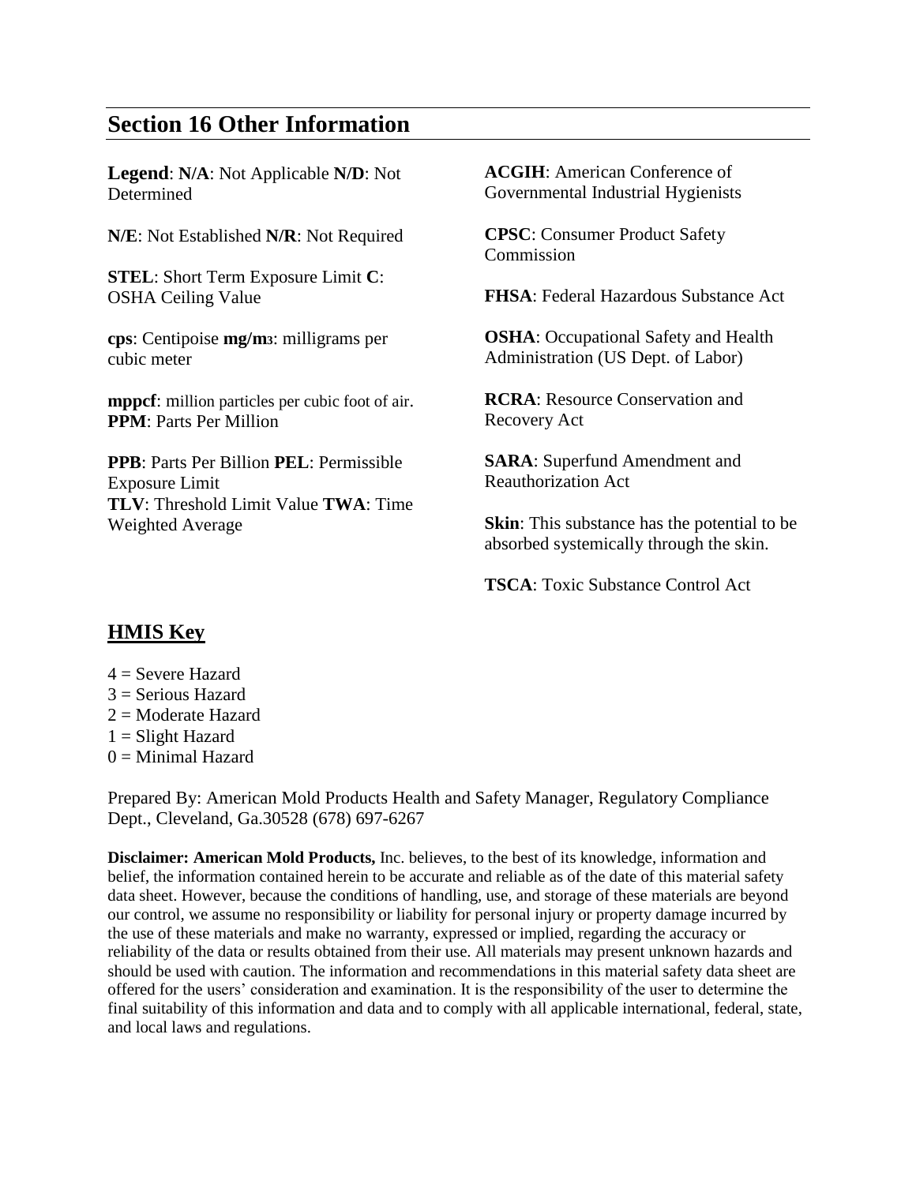## Section 16 Other Information

**Legend**: **N/A**: Not Applicable **N/D**: Not Determined

**N/E**: Not Established **N/R**: Not Required

**STEL**: Short Term Exposure Limit **C**: OSHA Ceiling Value

**cps**: Centipoise **mg/m$^3$**: milligrams per cubic meter

**mppcf**: million particles per cubic foot of air. **PPM**: Parts Per Million

**PPB**: Parts Per Billion **PEL**: Permissible Exposure Limit
**TLV**: Threshold Limit Value **TWA**: Time Weighted Average

**ACGIH**: American Conference of Governmental Industrial Hygienists

**CPSC**: Consumer Product Safety Commission

**FHSA**: Federal Hazardous Substance Act

**OSHA**: Occupational Safety and Health Administration (US Dept. of Labor)

**RCRA**: Resource Conservation and Recovery Act

**SARA**: Superfund Amendment and Reauthorization Act

**Skin**: This substance has the potential to be absorbed systemically through the skin.

**TSCA**: Toxic Substance Control Act

### HMIS Key

4 = Severe Hazard
3 = Serious Hazard
2 = Moderate Hazard
1 = Slight Hazard
0 = Minimal Hazard

Prepared By: American Mold Products Health and Safety Manager, Regulatory Compliance Dept., Cleveland, Ga.30528 (678) 697-6267

**Disclaimer: American Mold Products,** Inc. believes, to the best of its knowledge, information and belief, the information contained herein to be accurate and reliable as of the date of this material safety data sheet. However, because the conditions of handling, use, and storage of these materials are beyond our control, we assume no responsibility or liability for personal injury or property damage incurred by the use of these materials and make no warranty, expressed or implied, regarding the accuracy or reliability of the data or results obtained from their use. All materials may present unknown hazards and should be used with caution. The information and recommendations in this material safety data sheet are offered for the users' consideration and examination. It is the responsibility of the user to determine the final suitability of this information and data and to comply with all applicable international, federal, state, and local laws and regulations.